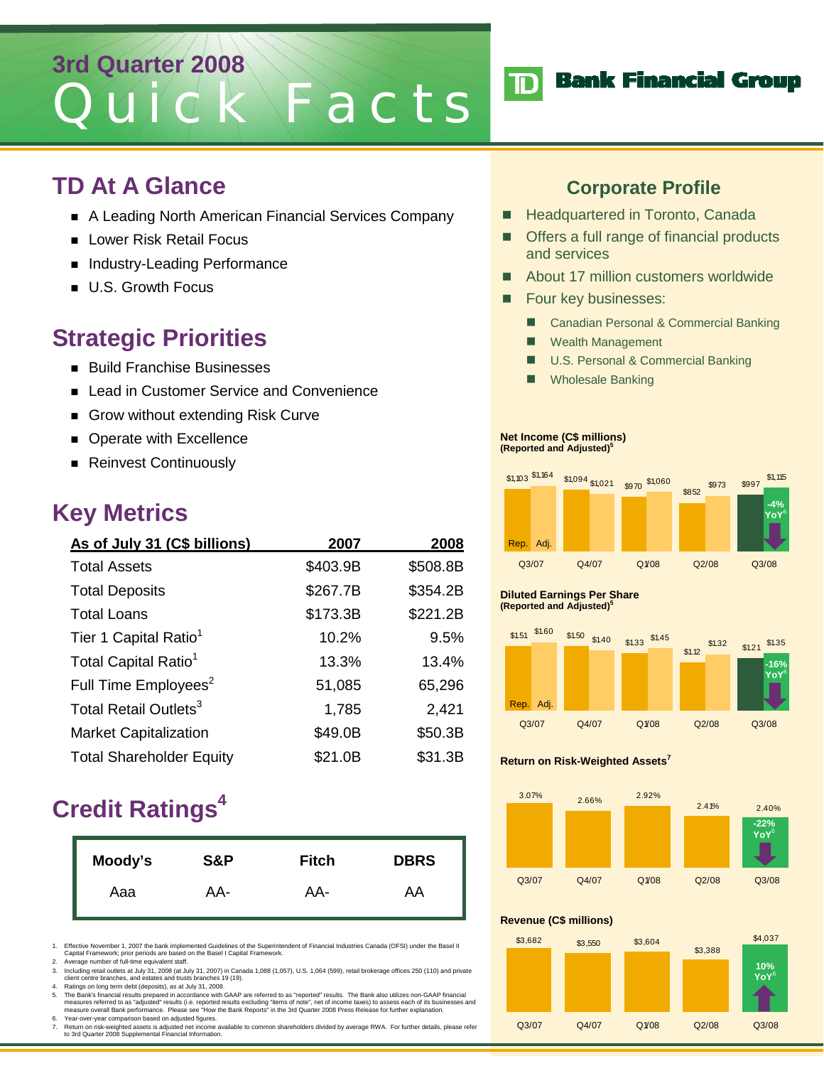# 3rd Quarter 2008 Quick Facts

TD Bank Financial Group

## TD At A Glance

- A Leading North American Financial Services Company
- Lower Risk Retail Focus
- Industry-Leading Performance
- U.S. Growth Focus

## Strategic Priorities

- Build Franchise Businesses
- Lead in Customer Service and Convenience
- Grow without extending Risk Curve
- Operate with Excellence
- Reinvest Continuously

## Key Metrics

| As of July 31 (C$ billions) | 2007 | 2008 |
|---|---|---|
| Total Assets | $403.9B | $508.8B |
| Total Deposits | $267.7B | $354.2B |
| Total Loans | $173.3B | $221.2B |
| Tier 1 Capital Ratio[1] | 10.2% | 9.5% |
| Total Capital Ratio[1] | 13.3% | 13.4% |
| Full Time Employees[2] | 51,085 | 65,296 |
| Total Retail Outlets[3] | 1,785 | 2,421 |
| Market Capitalization | $49.0B | $50.3B |
| Total Shareholder Equity | $21.0B | $31.3B |

## Credit Ratings[4]

| Moody's | S&P | Fitch | DBRS |
|---|---|---|---|
| Aaa | AA- | AA- | AA |

## Corporate Profile

- Headquartered in Toronto, Canada
- Offers a full range of financial products and services
- About 17 million customers worldwide
- Four key businesses:
  - Canadian Personal & Commercial Banking
  - Wealth Management
  - U.S. Personal & Commercial Banking
  - Wholesale Banking

**Net Income (C$ millions) (Reported and Adjusted)[5]**

| | Q3/07 | Q4/07 | Q1/08 | Q2/08 | Q3/08 |
|---|---|---|---|---|---|
| Rep. | $1,103 | $1,094 | $970 | $852 | $997 |
| Adj. | $1,164 | $1,021 | $1,060 | $973 | $1,115 |

-4% YoY[6]

**Diluted Earnings Per Share (Reported and Adjusted)[5]**

| | Q3/07 | Q4/07 | Q1/08 | Q2/08 | Q3/08 |
|---|---|---|---|---|---|
| Rep. | $1.51 | $1.50 | $1.33 | $1.12 | $1.21 |
| Adj. | $1.60 | $1.40 | $1.45 | $1.32 | $1.35 |

-16% YoY[6]

**Return on Risk-Weighted Assets[7]**

| Q3/07 | Q4/07 | Q1/08 | Q2/08 | Q3/08 |
|---|---|---|---|---|
| 3.07% | 2.66% | 2.92% | 2.41% | 2.40% |

-22% YoY[6]

**Revenue (C$ millions)**

| Q3/07 | Q4/07 | Q1/08 | Q2/08 | Q3/08 |
|---|---|---|---|---|
| $3,682 | $3,550 | $3,604 | $3,388 | $4,037 |

10% YoY[6]

1. Effective November 1, 2007 the bank implemented Guidelines of the Superintendent of Financial Industries Canada (OFSI) under the Basel II Capital Framework; prior periods are based on the Basel I Capital Framework.
2. Average number of full-time equivalent staff.
3. Including retail outlets at July 31, 2008 (at July 31, 2007) in Canada 1,088 (1,057), U.S. 1,064 (599), retail brokerage offices 250 (110) and private client centre branches, and estates and trusts branches 19 (19).
4. Ratings on long term debt (deposits), as at July 31, 2008.
5. The Bank's financial results prepared in accordance with GAAP are referred to as "reported" results. The Bank also utilizes non-GAAP financial measures referred to as "adjusted" results (i.e. reported results excluding "items of note", net of income taxes) to assess each of its businesses and measure overall Bank performance. Please see "How the Bank Reports" in the 3rd Quarter 2008 Press Release for further explanation.
6. Year-over-year comparison based on adjusted figures.
7. Return on risk-weighted assets is adjusted net income available to common shareholders divided by average RWA. For further details, please refer to 3rd Quarter 2008 Supplemental Financial Information.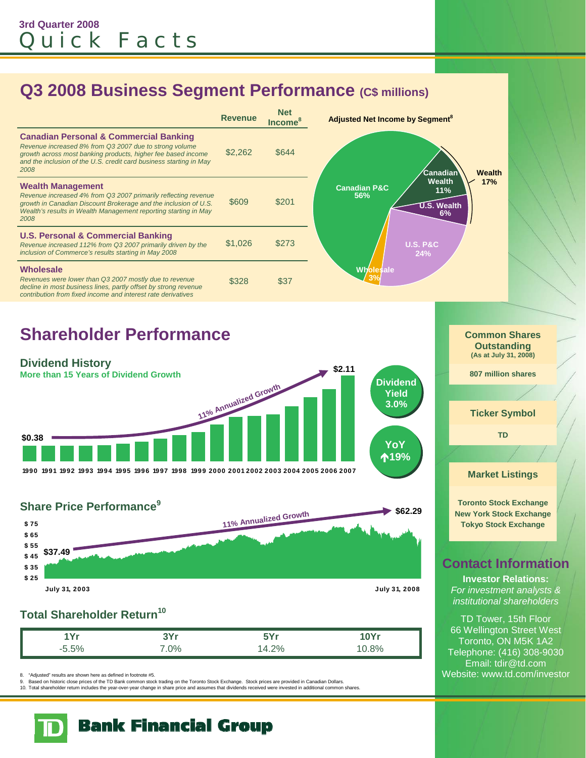3rd Quarter 2008

# Quick Facts

## Q3 2008 Business Segment Performance (C$ millions)

| | Revenue | Net Income[8] |
|---|---|---|
| **Canadian Personal & Commercial Banking**<br>*Revenue increased 8% from Q3 2007 due to strong volume growth across most banking products, higher fee based income and the inclusion of the U.S. credit card business starting in May 2008* | $2,262 | $644 |
| **Wealth Management**<br>*Revenue increased 4% from Q3 2007 primarily reflecting revenue growth in Canadian Discount Brokerage and the inclusion of U.S. Wealth's results in Wealth Management reporting starting in May 2008* | $609 | $201 |
| **U.S. Personal & Commercial Banking**<br>*Revenue increased 112% from Q3 2007 primarily driven by the inclusion of Commerce's results starting in May 2008* | $1,026 | $273 |
| **Wholesale**<br>*Revenues were lower than Q3 2007 mostly due to revenue decline in most business lines, partly offset by strong revenue contribution from fixed income and interest rate derivatives* | $328 | $37 |

Adjusted Net Income by Segment[8]

Canadian P&C 56%
Canadian Wealth 11%
U.S. Wealth 6%
Wealth 17%
U.S. P&C 24%
Wholesale 3%

## Shareholder Performance

### Dividend History

More than 15 Years of Dividend Growth

$0.38
11% Annualized Growth
$2.11

1990 1991 1992 1993 1994 1995 1996 1997 1998 1999 2000 2001 2002 2003 2004 2005 2006 2007

Dividend Yield 3.0%

YoY ↑19%

### Share Price Performance[9]

$75
$65
$55
$45
$35
$25

$37.49
11% Annualized Growth
$62.29

July 31, 2003
July 31, 2008

### Total Shareholder Return[10]

| 1Yr | 3Yr | 5Yr | 10Yr |
|---|---|---|---|
| -5.5% | 7.0% | 14.2% | 10.8% |

**Common Shares Outstanding**
(As at July 31, 2008)

807 million shares

**Ticker Symbol**

TD

**Market Listings**

Toronto Stock Exchange
New York Stock Exchange
Tokyo Stock Exchange

## Contact Information

**Investor Relations:**
*For investment analysts & institutional shareholders*

TD Tower, 15th Floor
66 Wellington Street West
Toronto, ON M5K 1A2
Telephone: (416) 308-9030
Email: tdir@td.com
Website: www.td.com/investor

8. "Adjusted" results are shown here as defined in footnote #5.
9. Based on historic close prices of the TD Bank common stock trading on the Toronto Stock Exchange. Stock prices are provided in Canadian Dollars.
10. Total shareholder return includes the year-over-year change in share price and assumes that dividends received were invested in additional common shares.

TD Bank Financial Group